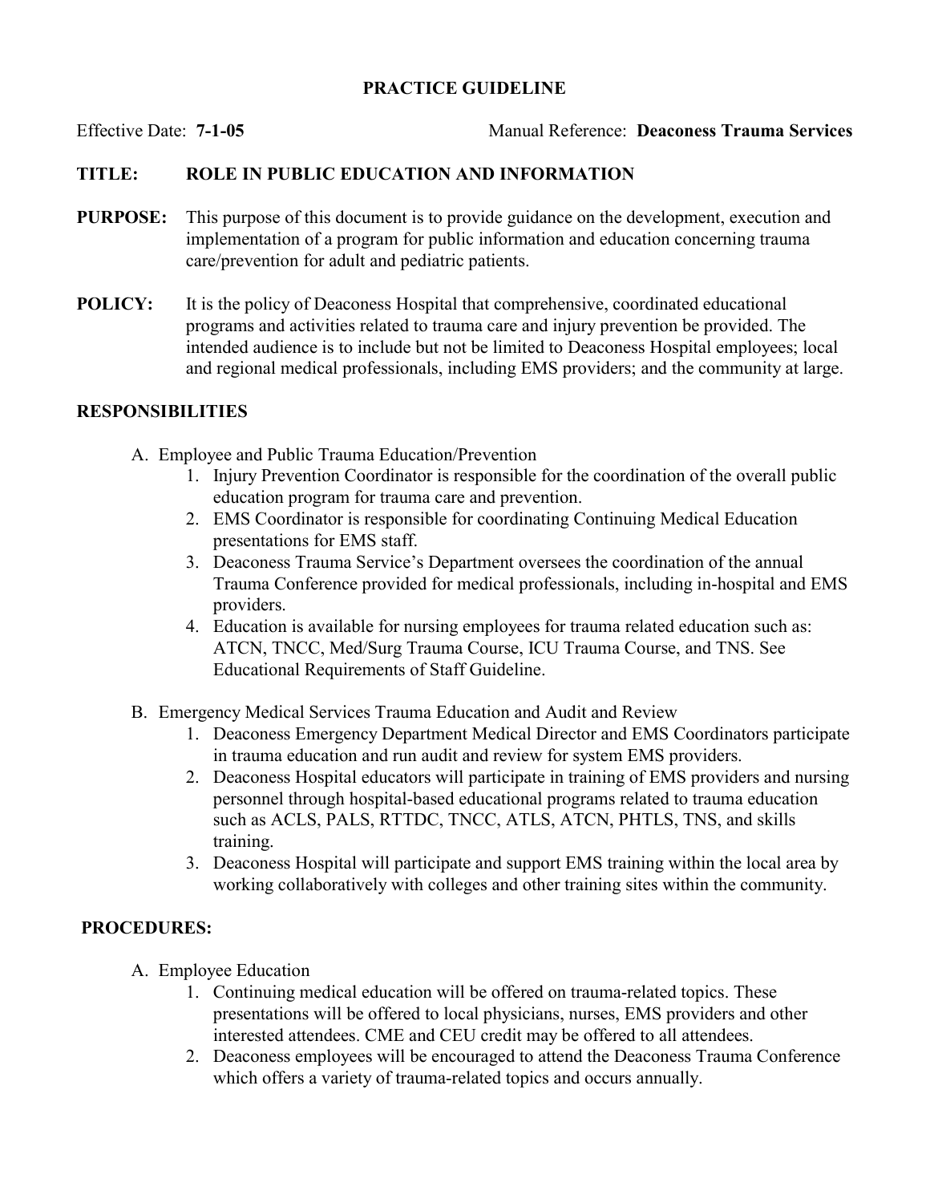# PRACTICE GUIDELINE

Effective Date: **7-1-05** Manual Reference: **Deaconess Trauma Services**

**TITLE:** **ROLE IN PUBLIC EDUCATION AND INFORMATION**

**PURPOSE:** This purpose of this document is to provide guidance on the development, execution and implementation of a program for public information and education concerning trauma care/prevention for adult and pediatric patients.

**POLICY:** It is the policy of Deaconess Hospital that comprehensive, coordinated educational programs and activities related to trauma care and injury prevention be provided. The intended audience is to include but not be limited to Deaconess Hospital employees; local and regional medical professionals, including EMS providers; and the community at large.

## RESPONSIBILITIES

A. Employee and Public Trauma Education/Prevention
   1. Injury Prevention Coordinator is responsible for the coordination of the overall public education program for trauma care and prevention.
   2. EMS Coordinator is responsible for coordinating Continuing Medical Education presentations for EMS staff.
   3. Deaconess Trauma Service's Department oversees the coordination of the annual Trauma Conference provided for medical professionals, including in-hospital and EMS providers.
   4. Education is available for nursing employees for trauma related education such as: ATCN, TNCC, Med/Surg Trauma Course, ICU Trauma Course, and TNS. See Educational Requirements of Staff Guideline.

B. Emergency Medical Services Trauma Education and Audit and Review
   1. Deaconess Emergency Department Medical Director and EMS Coordinators participate in trauma education and run audit and review for system EMS providers.
   2. Deaconess Hospital educators will participate in training of EMS providers and nursing personnel through hospital-based educational programs related to trauma education such as ACLS, PALS, RTTDC, TNCC, ATLS, ATCN, PHTLS, TNS, and skills training.
   3. Deaconess Hospital will participate and support EMS training within the local area by working collaboratively with colleges and other training sites within the community.

## PROCEDURES:

A. Employee Education
   1. Continuing medical education will be offered on trauma-related topics. These presentations will be offered to local physicians, nurses, EMS providers and other interested attendees. CME and CEU credit may be offered to all attendees.
   2. Deaconess employees will be encouraged to attend the Deaconess Trauma Conference which offers a variety of trauma-related topics and occurs annually.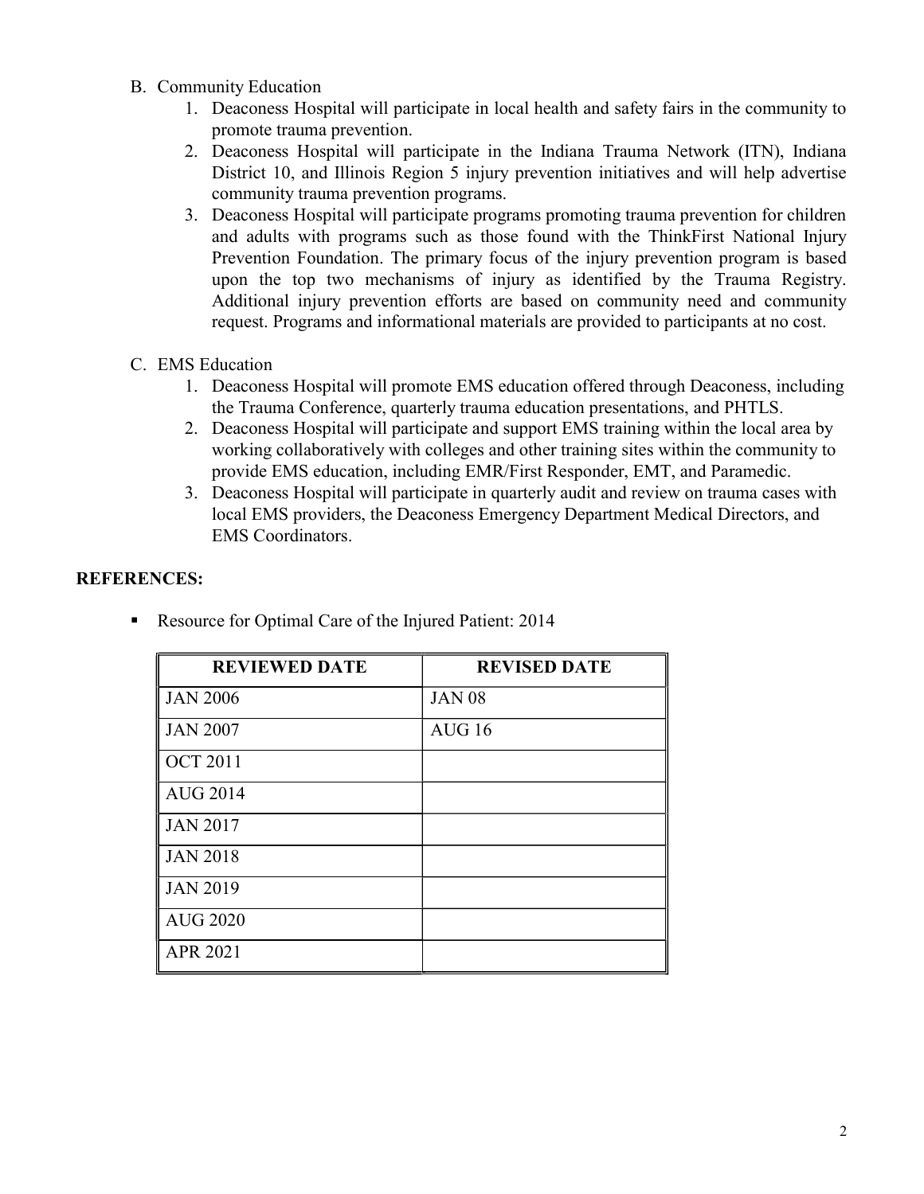B. Community Education
    1. Deaconess Hospital will participate in local health and safety fairs in the community to promote trauma prevention.
    2. Deaconess Hospital will participate in the Indiana Trauma Network (ITN), Indiana District 10, and Illinois Region 5 injury prevention initiatives and will help advertise community trauma prevention programs.
    3. Deaconess Hospital will participate programs promoting trauma prevention for children and adults with programs such as those found with the ThinkFirst National Injury Prevention Foundation. The primary focus of the injury prevention program is based upon the top two mechanisms of injury as identified by the Trauma Registry. Additional injury prevention efforts are based on community need and community request. Programs and informational materials are provided to participants at no cost.

C. EMS Education
    1. Deaconess Hospital will promote EMS education offered through Deaconess, including the Trauma Conference, quarterly trauma education presentations, and PHTLS.
    2. Deaconess Hospital will participate and support EMS training within the local area by working collaboratively with colleges and other training sites within the community to provide EMS education, including EMR/First Responder, EMT, and Paramedic.
    3. Deaconess Hospital will participate in quarterly audit and review on trauma cases with local EMS providers, the Deaconess Emergency Department Medical Directors, and EMS Coordinators.

**REFERENCES:**

- Resource for Optimal Care of the Injured Patient: 2014

| REVIEWED DATE | REVISED DATE |
|---|---|
| JAN 2006 | JAN 08 |
| JAN 2007 | AUG 16 |
| OCT 2011 | |
| AUG 2014 | |
| JAN 2017 | |
| JAN 2018 | |
| JAN 2019 | |
| AUG 2020 | |
| APR 2021 | |